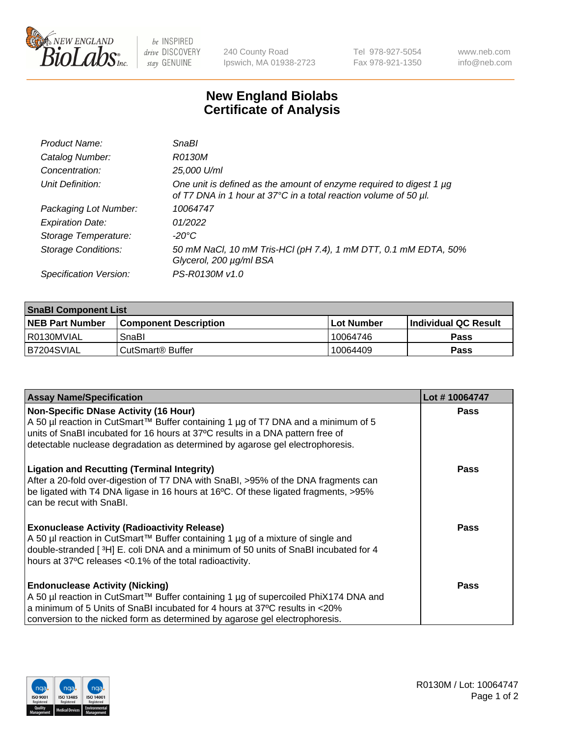New England BioLabs Inc. — be INSPIRED drive DISCOVERY stay GENUINE

240 County Road
Ipswich, MA 01938-2723

Tel 978-927-5054
Fax 978-921-1350

www.neb.com
info@neb.com

# New England Biolabs Certificate of Analysis

| | |
|---|---|
| *Product Name:* | *SnaBI* |
| *Catalog Number:* | *R0130M* |
| *Concentration:* | *25,000 U/ml* |
| *Unit Definition:* | *One unit is defined as the amount of enzyme required to digest 1 µg of T7 DNA in 1 hour at 37°C in a total reaction volume of 50 µl.* |
| *Packaging Lot Number:* | *10064747* |
| *Expiration Date:* | *01/2022* |
| *Storage Temperature:* | *-20°C* |
| *Storage Conditions:* | *50 mM NaCl, 10 mM Tris-HCl (pH 7.4), 1 mM DTT, 0.1 mM EDTA, 50% Glycerol, 200 µg/ml BSA* |
| *Specification Version:* | *PS-R0130M v1.0* |

| **SnaBI Component List** | | | |
|---|---|---|---|
| **NEB Part Number** | **Component Description** | **Lot Number** | **Individual QC Result** |
| R0130MVIAL | SnaBI | 10064746 | **Pass** |
| B7204SVIAL | CutSmart® Buffer | 10064409 | **Pass** |

| **Assay Name/Specification** | **Lot # 10064747** |
|---|---|
| **Non-Specific DNase Activity (16 Hour)**<br>A 50 µl reaction in CutSmart™ Buffer containing 1 µg of T7 DNA and a minimum of 5 units of SnaBI incubated for 16 hours at 37ºC results in a DNA pattern free of detectable nuclease degradation as determined by agarose gel electrophoresis. | **Pass** |
| **Ligation and Recutting (Terminal Integrity)**<br>After a 20-fold over-digestion of T7 DNA with SnaBI, >95% of the DNA fragments can be ligated with T4 DNA ligase in 16 hours at 16ºC. Of these ligated fragments, >95% can be recut with SnaBI. | **Pass** |
| **Exonuclease Activity (Radioactivity Release)**<br>A 50 µl reaction in CutSmart™ Buffer containing 1 µg of a mixture of single and double-stranded [ $^{3}$H] E. coli DNA and a minimum of 50 units of SnaBI incubated for 4 hours at 37ºC releases <0.1% of the total radioactivity. | **Pass** |
| **Endonuclease Activity (Nicking)**<br>A 50 µl reaction in CutSmart™ Buffer containing 1 µg of supercoiled PhiX174 DNA and a minimum of 5 Units of SnaBI incubated for 4 hours at 37ºC results in <20% conversion to the nicked form as determined by agarose gel electrophoresis. | **Pass** |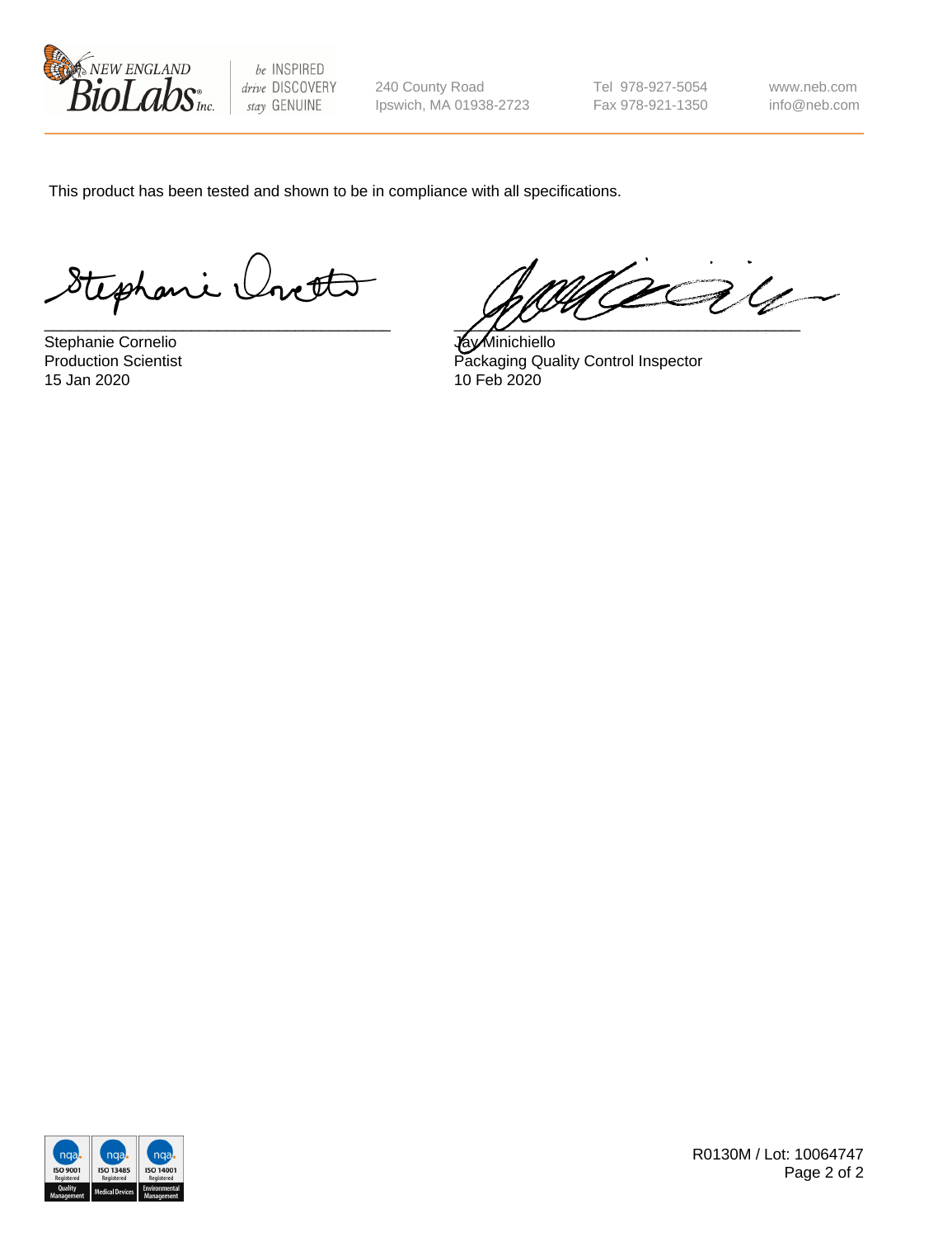This product has been tested and shown to be in compliance with all specifications.

Stephanie Cornelio
Production Scientist
15 Jan 2020

Jay Minichiello
Packaging Quality Control Inspector
10 Feb 2020

R0130M / Lot: 10064747